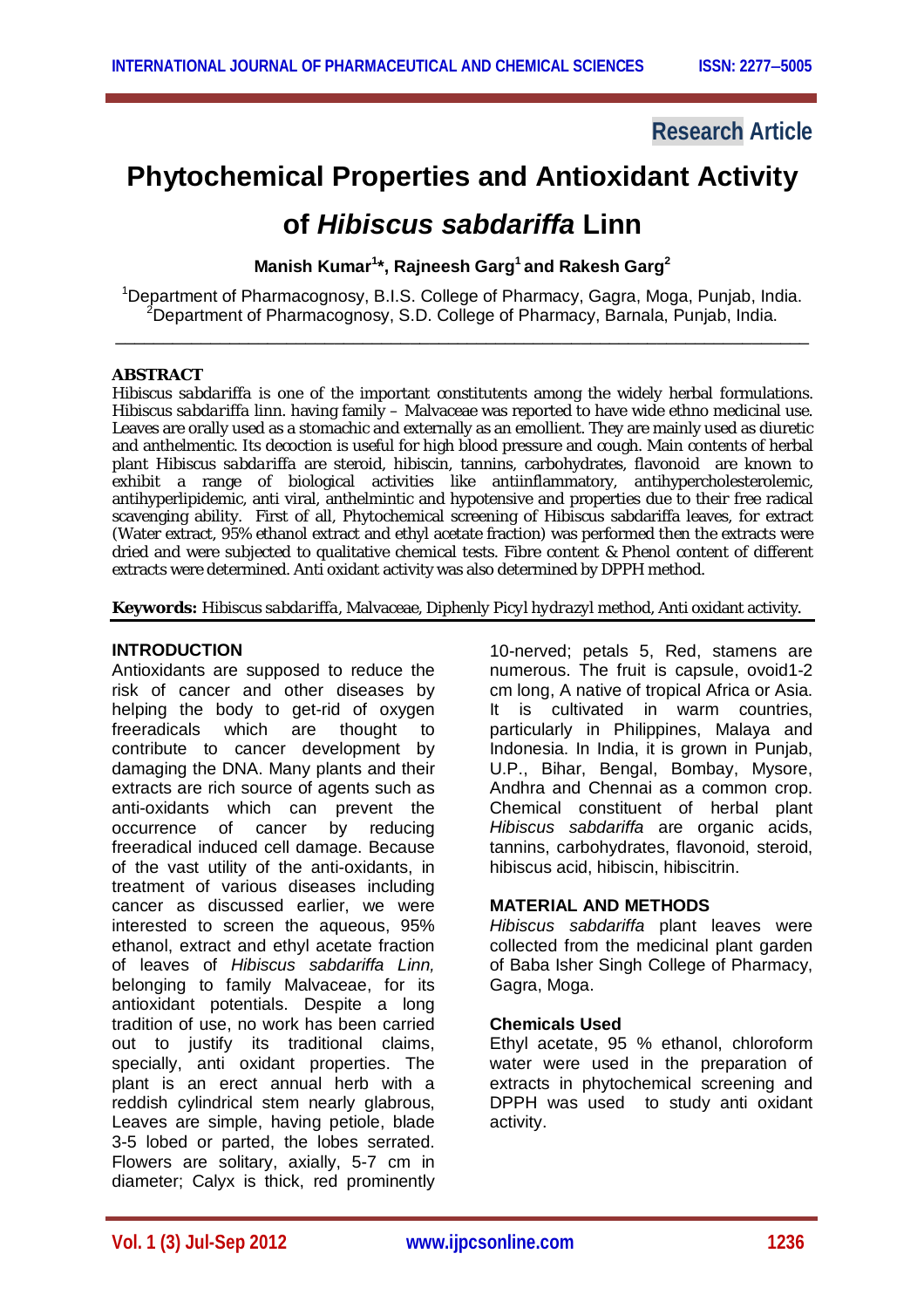Research Article

# Phytochemical Properties and Antioxidant Activity of *Hibiscus sabdariffa* Linn

**Manish Kumar[1]*, Rajneesh Garg[1] and Rakesh Garg[2]**

[1]Department of Pharmacognosy, B.I.S. College of Pharmacy, Gagra, Moga, Punjab, India.
[2]Department of Pharmacognosy, S.D. College of Pharmacy, Barnala, Punjab, India.

---

## ABSTRACT

Hibiscus *sabdariffa* is one of the important constitutents among the widely herbal formulations. Hibiscus *sabdariffa* linn. having family – Malvaceae was reported to have wide ethno medicinal use. Leaves are orally used as a stomachic and externally as an emollient. They are mainly used as diuretic and anthelmentic. Its decoction is useful for high blood pressure and cough. Main contents of herbal plant Hibiscus *sabdariffa* are steroid, hibiscin, tannins, carbohydrates, flavonoid are known to exhibit a range of biological activities like antiinflammatory, antihypercholesterolemic, antihyperlipidemic, anti viral, anthelmintic and hypotensive and properties due to their free radical scavenging ability. First of all, Phytochemical screening of Hibiscus sabdariffa leaves, for extract (Water extract, 95% ethanol extract and ethyl acetate fraction) was performed then the extracts were dried and were subjected to qualitative chemical tests. Fibre content & Phenol content of different extracts were determined. Anti oxidant activity was also determined by DPPH method.

**Keywords:** Hibiscus *sabdariffa*, Malvaceae, Diphenly Picyl hydrazyl method, Anti oxidant activity.

## INTRODUCTION

Antioxidants are supposed to reduce the risk of cancer and other diseases by helping the body to get-rid of oxygen freeradicals which are thought to contribute to cancer development by damaging the DNA. Many plants and their extracts are rich source of agents such as anti-oxidants which can prevent the occurrence of cancer by reducing freeradical induced cell damage. Because of the vast utility of the anti-oxidants, in treatment of various diseases including cancer as discussed earlier, we were interested to screen the aqueous, 95% ethanol, extract and ethyl acetate fraction of leaves of *Hibiscus sabdariffa Linn,* belonging to family Malvaceae, for its antioxidant potentials. Despite a long tradition of use, no work has been carried out to justify its traditional claims, specially, anti oxidant properties. The plant is an erect annual herb with a reddish cylindrical stem nearly glabrous, Leaves are simple, having petiole, blade 3-5 lobed or parted, the lobes serrated. Flowers are solitary, axially, 5-7 cm in diameter; Calyx is thick, red prominently 10-nerved; petals 5, Red, stamens are numerous. The fruit is capsule, ovoid1-2 cm long, A native of tropical Africa or Asia. It is cultivated in warm countries, particularly in Philippines, Malaya and Indonesia. In India, it is grown in Punjab, U.P., Bihar, Bengal, Bombay, Mysore, Andhra and Chennai as a common crop. Chemical constituent of herbal plant *Hibiscus sabdariffa* are organic acids, tannins, carbohydrates, flavonoid, steroid, hibiscus acid, hibiscin, hibiscitrin.

## MATERIAL AND METHODS

*Hibiscus sabdariffa* plant leaves were collected from the medicinal plant garden of Baba Isher Singh College of Pharmacy, Gagra, Moga.

### Chemicals Used

Ethyl acetate, 95 % ethanol, chloroform water were used in the preparation of extracts in phytochemical screening and DPPH was used to study anti oxidant activity.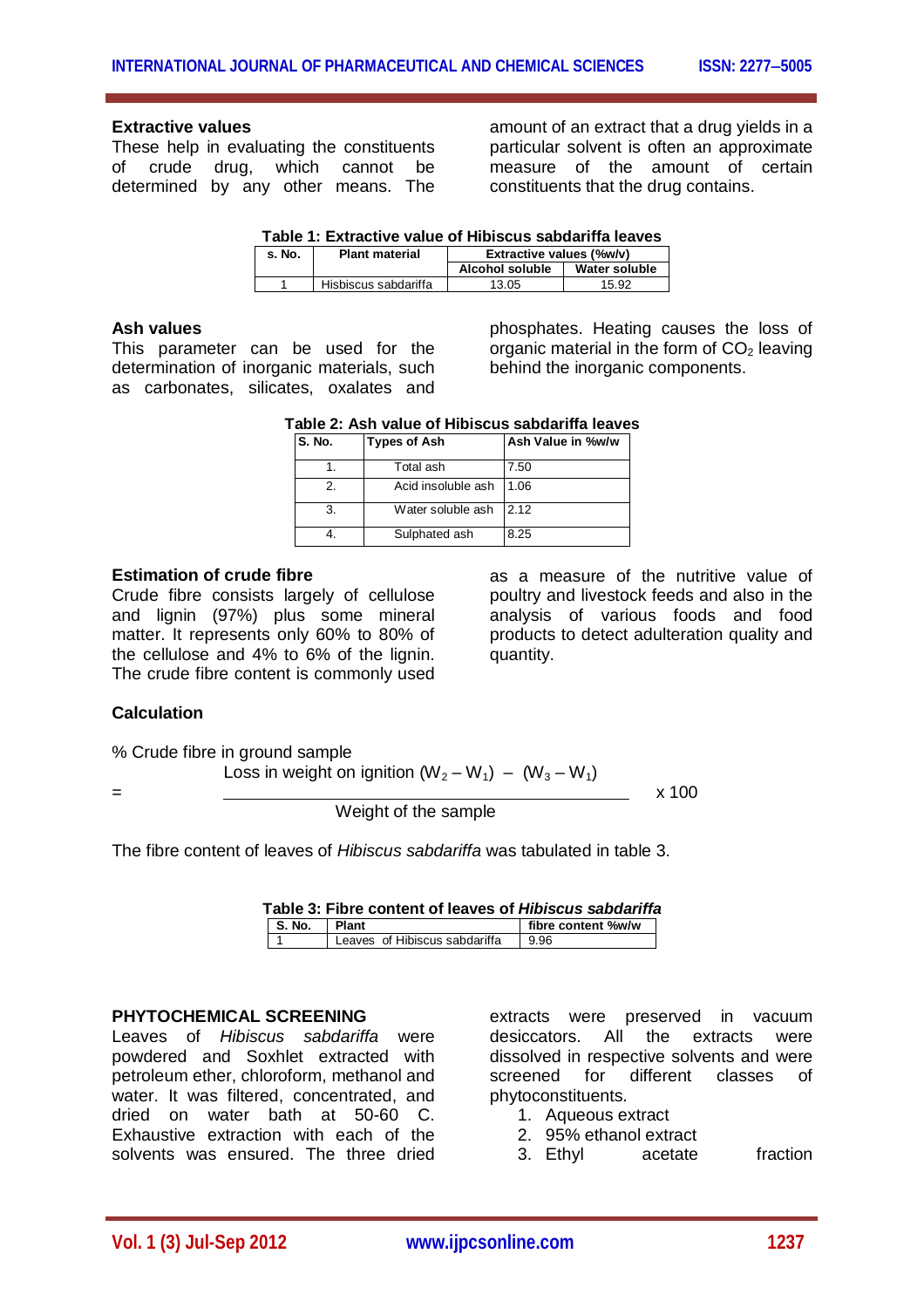### Extractive values

These help in evaluating the constituents of crude drug, which cannot be determined by any other means. The amount of an extract that a drug yields in a particular solvent is often an approximate measure of the amount of certain constituents that the drug contains.

**Table 1: Extractive value of Hibiscus sabdariffa leaves**

| s. No. | Plant material | Extractive values (%w/v) | |
|---|---|---|---|
| | | Alcohol soluble | Water soluble |
| 1 | Hisbiscus sabdariffa | 13.05 | 15.92 |

### Ash values

This parameter can be used for the determination of inorganic materials, such as carbonates, silicates, oxalates and phosphates. Heating causes the loss of organic material in the form of $CO_2$ leaving behind the inorganic components.

**Table 2: Ash value of Hibiscus sabdariffa leaves**

| S. No. | Types of Ash | Ash Value in %w/w |
|---|---|---|
| 1. | Total ash | 7.50 |
| 2. | Acid insoluble ash | 1.06 |
| 3. | Water soluble ash | 2.12 |
| 4. | Sulphated ash | 8.25 |

### Estimation of crude fibre

Crude fibre consists largely of cellulose and lignin (97%) plus some mineral matter. It represents only 60% to 80% of the cellulose and 4% to 6% of the lignin. The crude fibre content is commonly used as a measure of the nutritive value of poultry and livestock feeds and also in the analysis of various foods and food products to detect adulteration quality and quantity.

### Calculation

% Crude fibre in ground sample

$$= \frac{\text{Loss in weight on ignition } (W_2 - W_1) - (W_3 - W_1)}{\text{Weight of the sample}} \times 100$$

The fibre content of leaves of *Hibiscus sabdariffa* was tabulated in table 3.

**Table 3: Fibre content of leaves of *Hibiscus sabdariffa***

| S. No. | Plant | fibre content %w/w |
|---|---|---|
| 1 | Leaves of Hibiscus sabdariffa | 9.96 |

### PHYTOCHEMICAL SCREENING

Leaves of *Hibiscus sabdariffa* were powdered and Soxhlet extracted with petroleum ether, chloroform, methanol and water. It was filtered, concentrated, and dried on water bath at 50-60 C. Exhaustive extraction with each of the solvents was ensured. The three dried extracts were preserved in vacuum desiccators. All the extracts were dissolved in respective solvents and were screened for different classes of phytoconstituents.

1. Aqueous extract
2. 95% ethanol extract
3. Ethyl acetate fraction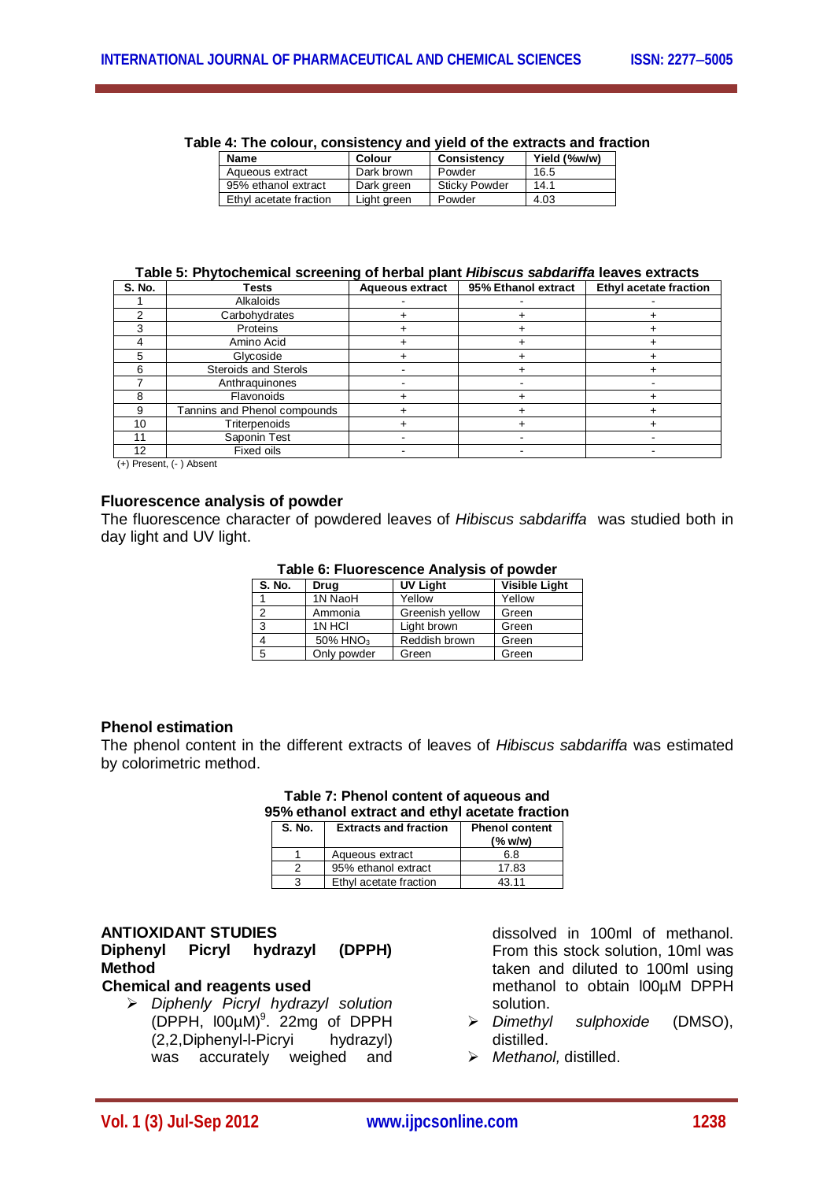**Table 4: The colour, consistency and yield of the extracts and fraction**

| Name | Colour | Consistency | Yield (%w/w) |
|---|---|---|---|
| Aqueous extract | Dark brown | Powder | 16.5 |
| 95% ethanol extract | Dark green | Sticky Powder | 14.1 |
| Ethyl acetate fraction | Light green | Powder | 4.03 |

**Table 5: Phytochemical screening of herbal plant *Hibiscus sabdariffa* leaves extracts**

| S. No. | Tests | Aqueous extract | 95% Ethanol extract | Ethyl acetate fraction |
|---|---|---|---|---|
| 1 | Alkaloids | - | - | - |
| 2 | Carbohydrates | + | + | + |
| 3 | Proteins | + | + | + |
| 4 | Amino Acid | + | + | + |
| 5 | Glycoside | + | + | + |
| 6 | Steroids and Sterols | - | + | + |
| 7 | Anthraquinones | - | - | - |
| 8 | Flavonoids | + | + | + |
| 9 | Tannins and Phenol compounds | + | + | + |
| 10 | Triterpenoids | + | + | + |
| 11 | Saponin Test | - | - | - |
| 12 | Fixed oils | - | - | - |

(+) Present, (- ) Absent

### Fluorescence analysis of powder

The fluorescence character of powdered leaves of *Hibiscus sabdariffa* was studied both in day light and UV light.

**Table 6: Fluorescence Analysis of powder**

| S. No. | Drug | UV Light | Visible Light |
|---|---|---|---|
| 1 | 1N NaoH | Yellow | Yellow |
| 2 | Ammonia | Greenish yellow | Green |
| 3 | 1N HCl | Light brown | Green |
| 4 | 50% $HNO_3$ | Reddish brown | Green |
| 5 | Only powder | Green | Green |

### Phenol estimation

The phenol content in the different extracts of leaves of *Hibiscus sabdariffa* was estimated by colorimetric method.

**Table 7: Phenol content of aqueous and 95% ethanol extract and ethyl acetate fraction**

| S. No. | Extracts and fraction | Phenol content (% w/w) |
|---|---|---|
| 1 | Aqueous extract | 6.8 |
| 2 | 95% ethanol extract | 17.83 |
| 3 | Ethyl acetate fraction | 43.11 |

## ANTIOXIDANT STUDIES

### Diphenyl Picryl hydrazyl (DPPH) Method

#### Chemical and reagents used

- *Diphenly Picryl hydrazyl solution* (DPPH, l00µM)[9]. 22mg of DPPH (2,2,Diphenyl-l-Picryl hydrazyl) was accurately weighed and dissolved in 100ml of methanol. From this stock solution, 10ml was taken and diluted to 100ml using methanol to obtain l00µM DPPH solution.
- *Dimethyl sulphoxide* (DMSO), distilled.
- *Methanol,* distilled.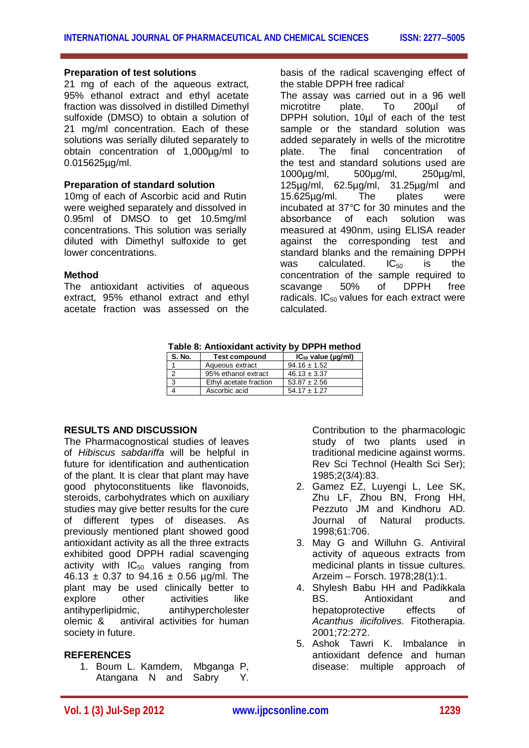### Preparation of test solutions

21 mg of each of the aqueous extract, 95% ethanol extract and ethyl acetate fraction was dissolved in distilled Dimethyl sulfoxide (DMSO) to obtain a solution of 21 mg/ml concentration. Each of these solutions was serially diluted separately to obtain concentration of 1,000µg/ml to 0.015625µg/ml.

### Preparation of standard solution

10mg of each of Ascorbic acid and Rutin were weighed separately and dissolved in 0.95ml of DMSO to get 10.5mg/ml concentrations. This solution was serially diluted with Dimethyl sulfoxide to get lower concentrations.

### Method

The antioxidant activities of aqueous extract, 95% ethanol extract and ethyl acetate fraction was assessed on the basis of the radical scavenging effect of the stable DPPH free radical.

The assay was carried out in a 96 well microtitre plate. To 200µl of DPPH solution, 10µl of each of the test sample or the standard solution was added separately in wells of the microtitre plate. The final concentration of the test and standard solutions used are 1000µg/ml, 500µg/ml, 250µg/ml, 125µg/ml, 62.5µg/ml, 31.25µg/ml and 15.625µg/ml. The plates were incubated at 37°C for 30 minutes and the absorbance of each solution was measured at 490nm, using ELISA reader against the corresponding test and standard blanks and the remaining DPPH was calculated. $IC_{50}$ is the concentration of the sample required to scavange 50% of DPPH free radicals. $IC_{50}$ values for each extract were calculated.

**Table 8: Antioxidant activity by DPPH method**

| S. No. | Test compound | $IC_{50}$ value (µg/ml) |
|---|---|---|
| 1 | Aqueous extract | 94.16 ± 1.52 |
| 2 | 95% ethanol extract | 46.13 ± 3.37 |
| 3 | Ethyl acetate fraction | 53.87 ± 2.56 |
| 4 | Ascorbic acid | 54.17 ± 1.27 |

## RESULTS AND DISCUSSION

The Pharmacognostical studies of leaves of *Hibiscus sabdariffa* will be helpful in future for identification and authentication of the plant. It is clear that plant may have good phytoconstituents like flavonoids, steroids, carbohydrates which on auxiliary studies may give better results for the cure of different types of diseases. As previously mentioned plant showed good antioxidant activity as all the three extracts exhibited good DPPH radial scavenging activity with $IC_{50}$ values ranging from 46.13 ± 0.37 to 94.16 ± 0.56 µg/ml. The plant may be used clinically better to explore other activities like antihyperlipidmic, antihypercholesterolemic & antiviral activities for human society in future.

## REFERENCES

1. Boum L. Kamdem, Mbganga P, Atangana N and Sabry Y. Contribution to the pharmacologic study of two plants used in traditional medicine against worms. Rev Sci Technol (Health Sci Ser); 1985;2(3/4):83.
2. Gamez EZ, Luyengi L, Lee SK, Zhu LF, Zhou BN, Frong HH, Pezzuto JM and Kindhoru AD. Journal of Natural products. 1998;61:706.
3. May G and Willuhn G. Antiviral activity of aqueous extracts from medicinal plants in tissue cultures. Arzeim – Forsch. 1978;28(1):1.
4. Shylesh Babu HH and Padikkala BS. Antioxidant and hepatoprotective effects of *Acanthus ilicifolives*. Fitotherapia. 2001;72:272.
5. Ashok Tawri K. Imbalance in antioxidant defence and human disease: multiple approach of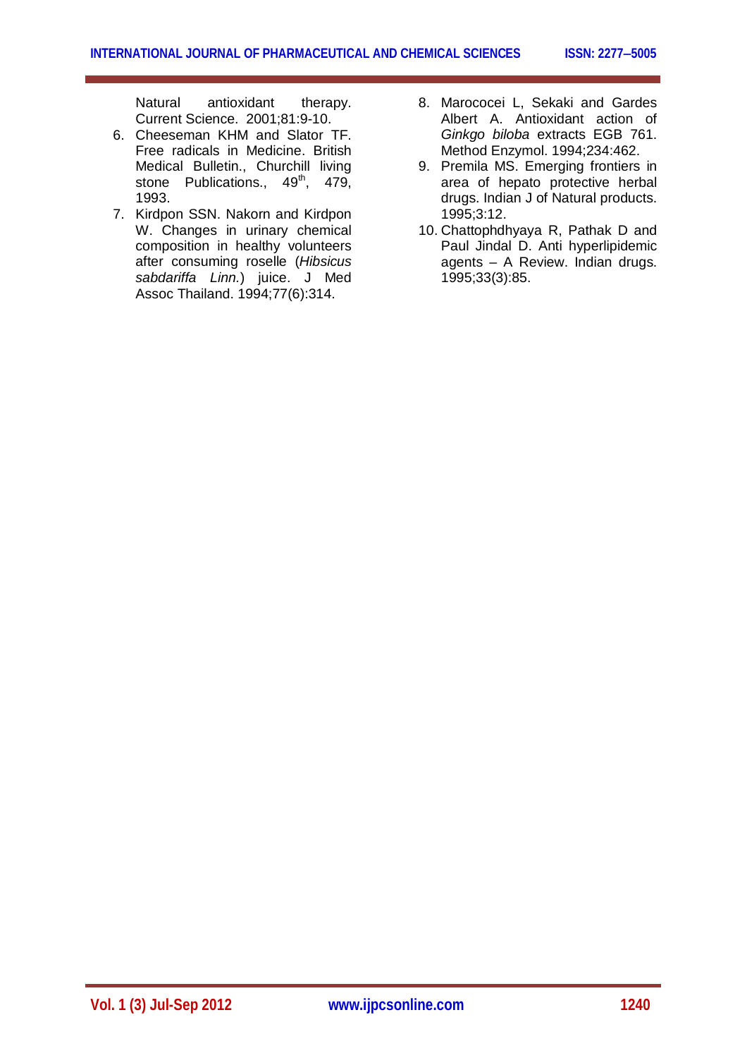Natural antioxidant therapy. Current Science. 2001;81:9-10.

6. Cheeseman KHM and Slator TF. Free radicals in Medicine. British Medical Bulletin., Churchill living stone Publications., $49^{th}$, 479, 1993.
7. Kirdpon SSN. Nakorn and Kirdpon W. Changes in urinary chemical composition in healthy volunteers after consuming roselle (*Hibsicus sabdariffa Linn.*) juice. J Med Assoc Thailand. 1994;77(6):314.
8. Marococei L, Sekaki and Gardes Albert A. Antioxidant action of *Ginkgo biloba* extracts EGB 761. Method Enzymol. 1994;234:462.
9. Premila MS. Emerging frontiers in area of hepato protective herbal drugs. Indian J of Natural products. 1995;3:12.
10. Chattophdhyaya R, Pathak D and Paul Jindal D. Anti hyperlipidemic agents – A Review. Indian drugs. 1995;33(3):85.